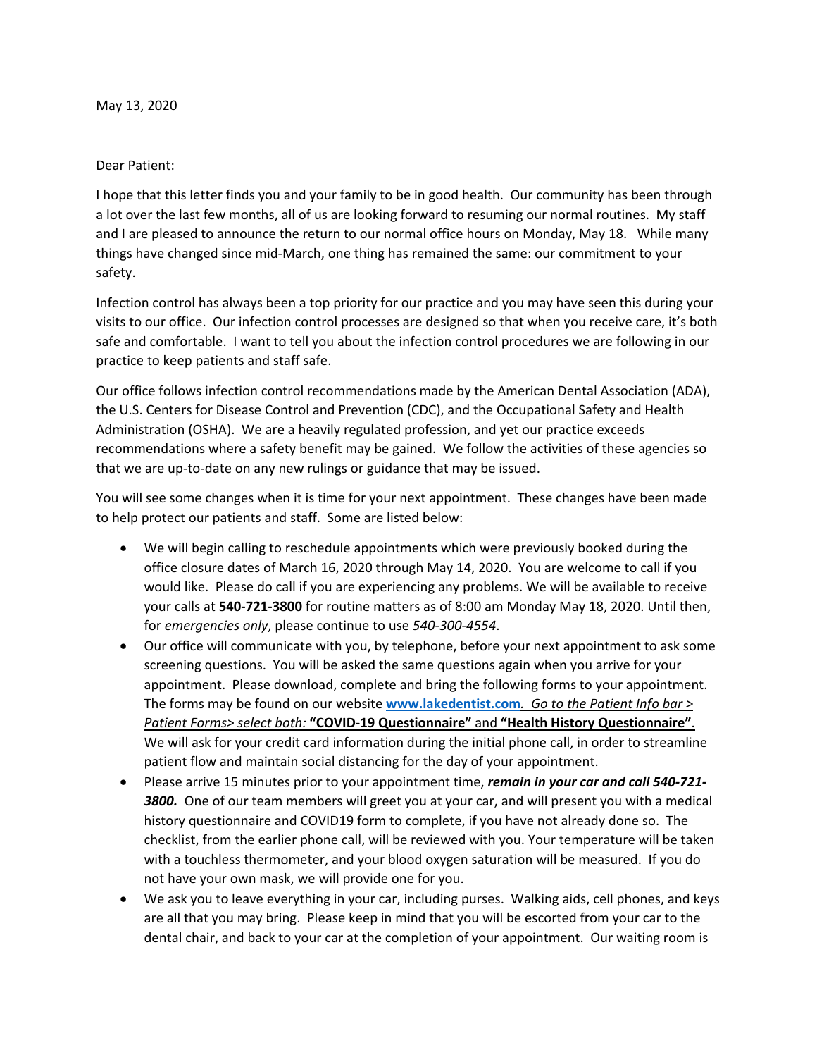May 13, 2020

Dear Patient:

I hope that this letter finds you and your family to be in good health. Our community has been through a lot over the last few months, all of us are looking forward to resuming our normal routines. My staff and I are pleased to announce the return to our normal office hours on Monday, May 18. While many things have changed since mid-March, one thing has remained the same: our commitment to your safety.

Infection control has always been a top priority for our practice and you may have seen this during your visits to our office. Our infection control processes are designed so that when you receive care, it's both safe and comfortable. I want to tell you about the infection control procedures we are following in our practice to keep patients and staff safe.

Our office follows infection control recommendations made by the American Dental Association (ADA), the U.S. Centers for Disease Control and Prevention (CDC), and the Occupational Safety and Health Administration (OSHA). We are a heavily regulated profession, and yet our practice exceeds recommendations where a safety benefit may be gained. We follow the activities of these agencies so that we are up-to-date on any new rulings or guidance that may be issued.

You will see some changes when it is time for your next appointment. These changes have been made to help protect our patients and staff. Some are listed below:

- We will begin calling to reschedule appointments which were previously booked during the office closure dates of March 16, 2020 through May 14, 2020. You are welcome to call if you would like. Please do call if you are experiencing any problems. We will be available to receive your calls at **540-721-3800** for routine matters as of 8:00 am Monday May 18, 2020. Until then, for *emergencies only*, please continue to use *540-300-4554*.
- Our office will communicate with you, by telephone, before your next appointment to ask some screening questions. You will be asked the same questions again when you arrive for your appointment. Please download, complete and bring the following forms to your appointment. The forms may be found on our website **www.lakedentist.com**. *Go to the Patient Info bar > Patient Forms> select both:* **"COVID-19 Questionnaire"** and **"Health History Questionnaire"**. We will ask for your credit card information during the initial phone call, in order to streamline patient flow and maintain social distancing for the day of your appointment.
- Please arrive 15 minutes prior to your appointment time, ***remain in your car and call 540-721-3800.*** One of our team members will greet you at your car, and will present you with a medical history questionnaire and COVID19 form to complete, if you have not already done so. The checklist, from the earlier phone call, will be reviewed with you. Your temperature will be taken with a touchless thermometer, and your blood oxygen saturation will be measured. If you do not have your own mask, we will provide one for you.
- We ask you to leave everything in your car, including purses. Walking aids, cell phones, and keys are all that you may bring. Please keep in mind that you will be escorted from your car to the dental chair, and back to your car at the completion of your appointment. Our waiting room is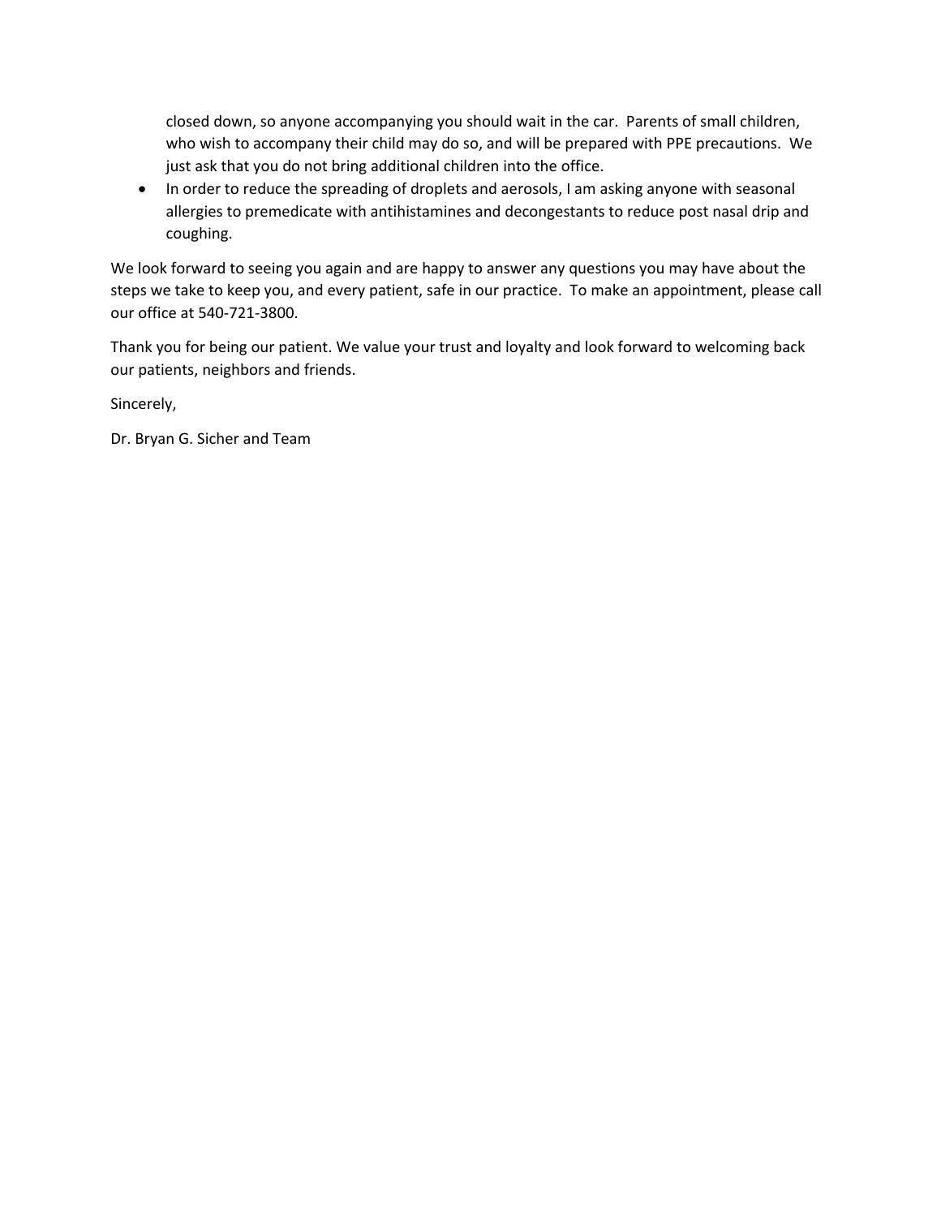closed down, so anyone accompanying you should wait in the car. Parents of small children, who wish to accompany their child may do so, and will be prepared with PPE precautions. We just ask that you do not bring additional children into the office.

- In order to reduce the spreading of droplets and aerosols, I am asking anyone with seasonal allergies to premedicate with antihistamines and decongestants to reduce post nasal drip and coughing.

We look forward to seeing you again and are happy to answer any questions you may have about the steps we take to keep you, and every patient, safe in our practice. To make an appointment, please call our office at 540-721-3800.

Thank you for being our patient. We value your trust and loyalty and look forward to welcoming back our patients, neighbors and friends.

Sincerely,

Dr. Bryan G. Sicher and Team